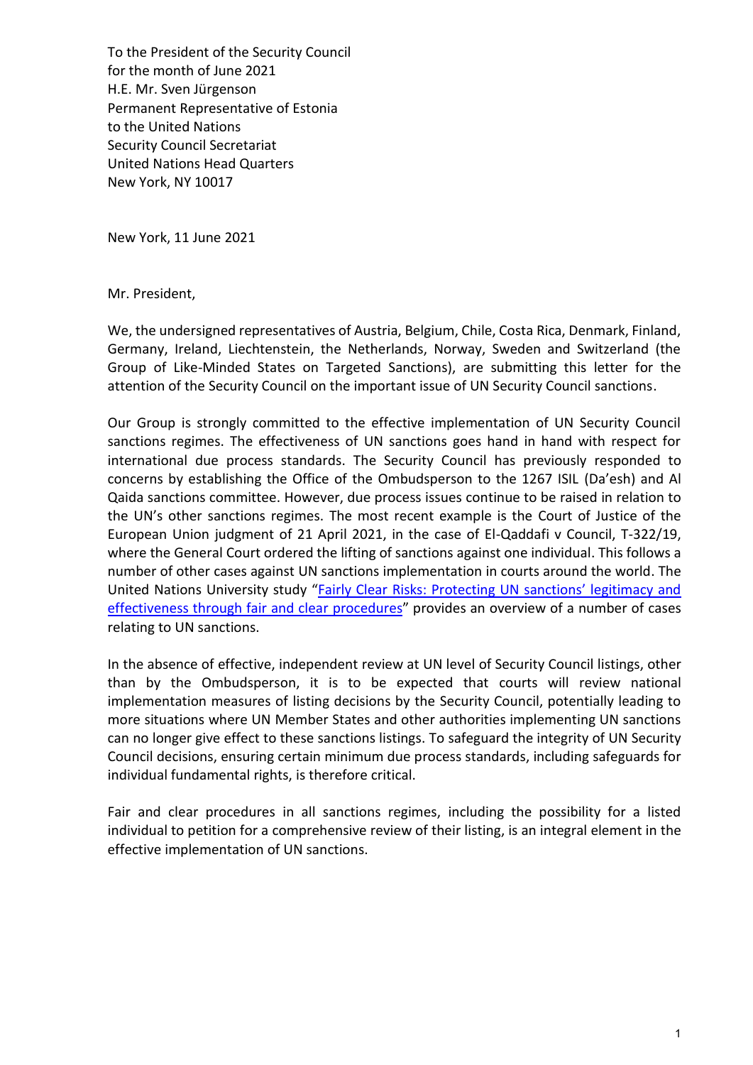To the President of the Security Council
for the month of June 2021
H.E. Mr. Sven Jürgenson
Permanent Representative of Estonia
to the United Nations
Security Council Secretariat
United Nations Head Quarters
New York, NY 10017

New York, 11 June 2021

Mr. President,

We, the undersigned representatives of Austria, Belgium, Chile, Costa Rica, Denmark, Finland, Germany, Ireland, Liechtenstein, the Netherlands, Norway, Sweden and Switzerland (the Group of Like-Minded States on Targeted Sanctions), are submitting this letter for the attention of the Security Council on the important issue of UN Security Council sanctions.

Our Group is strongly committed to the effective implementation of UN Security Council sanctions regimes. The effectiveness of UN sanctions goes hand in hand with respect for international due process standards. The Security Council has previously responded to concerns by establishing the Office of the Ombudsperson to the 1267 ISIL (Da'esh) and Al Qaida sanctions committee. However, due process issues continue to be raised in relation to the UN's other sanctions regimes. The most recent example is the Court of Justice of the European Union judgment of 21 April 2021, in the case of El-Qaddafi v Council, T-322/19, where the General Court ordered the lifting of sanctions against one individual. This follows a number of other cases against UN sanctions implementation in courts around the world. The United Nations University study "Fairly Clear Risks: Protecting UN sanctions' legitimacy and effectiveness through fair and clear procedures" provides an overview of a number of cases relating to UN sanctions.

In the absence of effective, independent review at UN level of Security Council listings, other than by the Ombudsperson, it is to be expected that courts will review national implementation measures of listing decisions by the Security Council, potentially leading to more situations where UN Member States and other authorities implementing UN sanctions can no longer give effect to these sanctions listings. To safeguard the integrity of UN Security Council decisions, ensuring certain minimum due process standards, including safeguards for individual fundamental rights, is therefore critical.

Fair and clear procedures in all sanctions regimes, including the possibility for a listed individual to petition for a comprehensive review of their listing, is an integral element in the effective implementation of UN sanctions.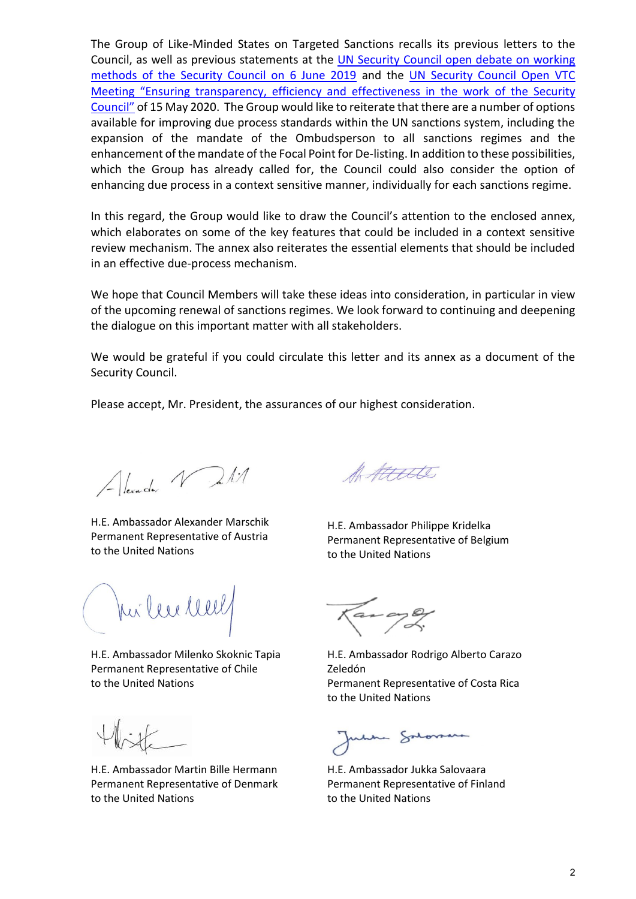The Group of Like-Minded States on Targeted Sanctions recalls its previous letters to the Council, as well as previous statements at the [UN Security Council open debate on working methods of the Security Council on 6 June 2019] and the [UN Security Council Open VTC Meeting "Ensuring transparency, efficiency and effectiveness in the work of the Security Council"] of 15 May 2020. The Group would like to reiterate that there are a number of options available for improving due process standards within the UN sanctions system, including the expansion of the mandate of the Ombudsperson to all sanctions regimes and the enhancement of the mandate of the Focal Point for De-listing. In addition to these possibilities, which the Group has already called for, the Council could also consider the option of enhancing due process in a context sensitive manner, individually for each sanctions regime.

In this regard, the Group would like to draw the Council's attention to the enclosed annex, which elaborates on some of the key features that could be included in a context sensitive review mechanism. The annex also reiterates the essential elements that should be included in an effective due-process mechanism.

We hope that Council Members will take these ideas into consideration, in particular in view of the upcoming renewal of sanctions regimes. We look forward to continuing and deepening the dialogue on this important matter with all stakeholders.

We would be grateful if you could circulate this letter and its annex as a document of the Security Council.

Please accept, Mr. President, the assurances of our highest consideration.

H.E. Ambassador Alexander Marschik
Permanent Representative of Austria
to the United Nations

H.E. Ambassador Philippe Kridelka
Permanent Representative of Belgium
to the United Nations

H.E. Ambassador Milenko Skoknic Tapia
Permanent Representative of Chile
to the United Nations

H.E. Ambassador Rodrigo Alberto Carazo Zeledón
Permanent Representative of Costa Rica
to the United Nations

H.E. Ambassador Martin Bille Hermann
Permanent Representative of Denmark
to the United Nations

H.E. Ambassador Jukka Salovaara
Permanent Representative of Finland
to the United Nations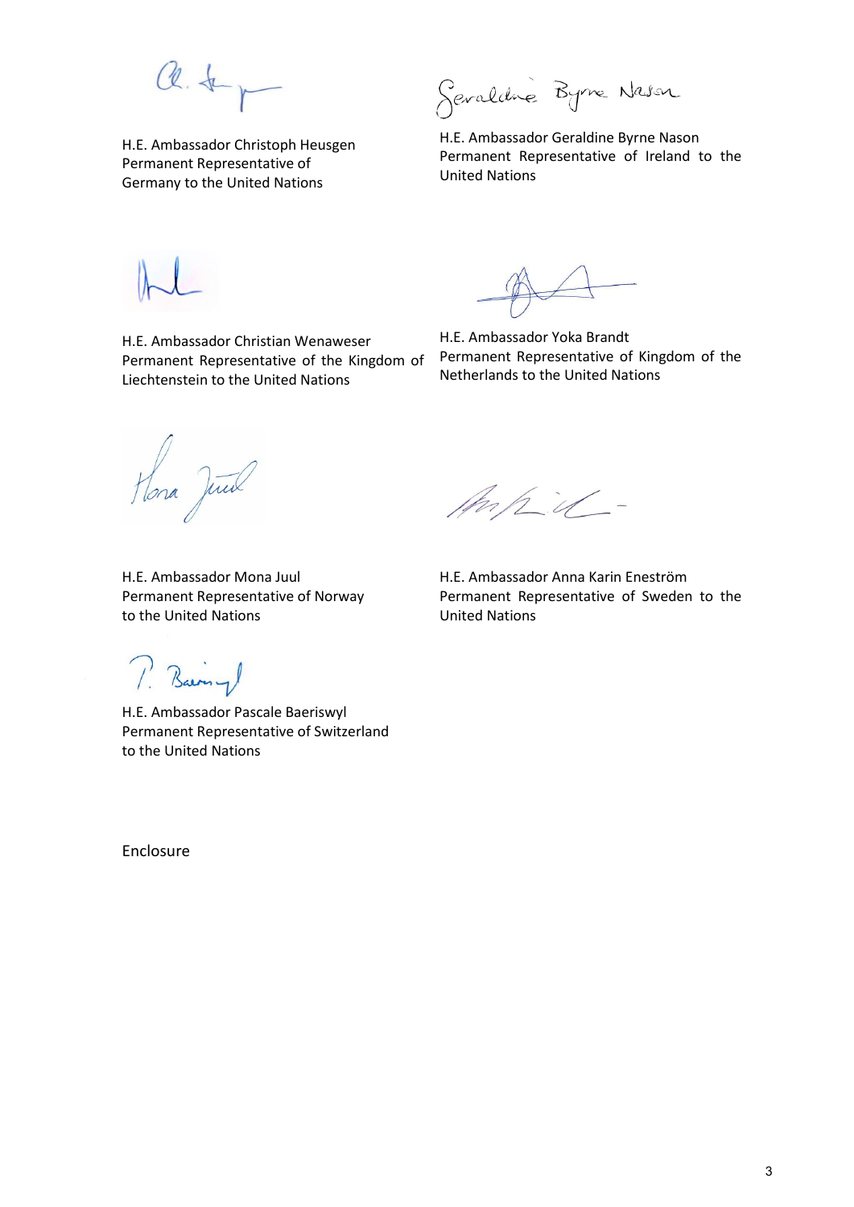H.E. Ambassador Christoph Heusgen
Permanent Representative of Germany to the United Nations

H.E. Ambassador Geraldine Byrne Nason
Permanent Representative of Ireland to the United Nations

H.E. Ambassador Christian Wenaweser
Permanent Representative of the Kingdom of Liechtenstein to the United Nations

H.E. Ambassador Yoka Brandt
Permanent Representative of Kingdom of the Netherlands to the United Nations

H.E. Ambassador Mona Juul
Permanent Representative of Norway to the United Nations

H.E. Ambassador Anna Karin Eneström
Permanent Representative of Sweden to the United Nations

H.E. Ambassador Pascale Baeriswyl
Permanent Representative of Switzerland to the United Nations

Enclosure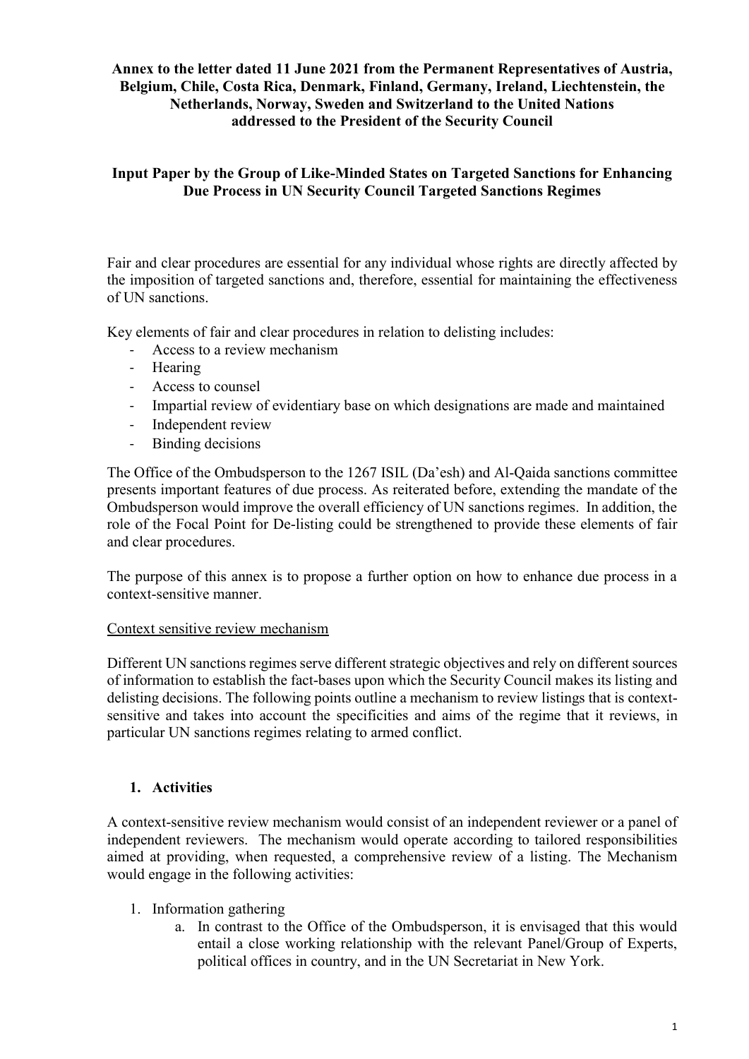**Annex to the letter dated 11 June 2021 from the Permanent Representatives of Austria, Belgium, Chile, Costa Rica, Denmark, Finland, Germany, Ireland, Liechtenstein, the Netherlands, Norway, Sweden and Switzerland to the United Nations addressed to the President of the Security Council**

**Input Paper by the Group of Like-Minded States on Targeted Sanctions for Enhancing Due Process in UN Security Council Targeted Sanctions Regimes**

Fair and clear procedures are essential for any individual whose rights are directly affected by the imposition of targeted sanctions and, therefore, essential for maintaining the effectiveness of UN sanctions.

Key elements of fair and clear procedures in relation to delisting includes:

- Access to a review mechanism
- Hearing
- Access to counsel
- Impartial review of evidentiary base on which designations are made and maintained
- Independent review
- Binding decisions

The Office of the Ombudsperson to the 1267 ISIL (Da'esh) and Al-Qaida sanctions committee presents important features of due process. As reiterated before, extending the mandate of the Ombudsperson would improve the overall efficiency of UN sanctions regimes. In addition, the role of the Focal Point for De-listing could be strengthened to provide these elements of fair and clear procedures.

The purpose of this annex is to propose a further option on how to enhance due process in a context-sensitive manner.

<u>Context sensitive review mechanism</u>

Different UN sanctions regimes serve different strategic objectives and rely on different sources of information to establish the fact-bases upon which the Security Council makes its listing and delisting decisions. The following points outline a mechanism to review listings that is context-sensitive and takes into account the specificities and aims of the regime that it reviews, in particular UN sanctions regimes relating to armed conflict.

## 1. Activities

A context-sensitive review mechanism would consist of an independent reviewer or a panel of independent reviewers. The mechanism would operate according to tailored responsibilities aimed at providing, when requested, a comprehensive review of a listing. The Mechanism would engage in the following activities:

1. Information gathering
   a. In contrast to the Office of the Ombudsperson, it is envisaged that this would entail a close working relationship with the relevant Panel/Group of Experts, political offices in country, and in the UN Secretariat in New York.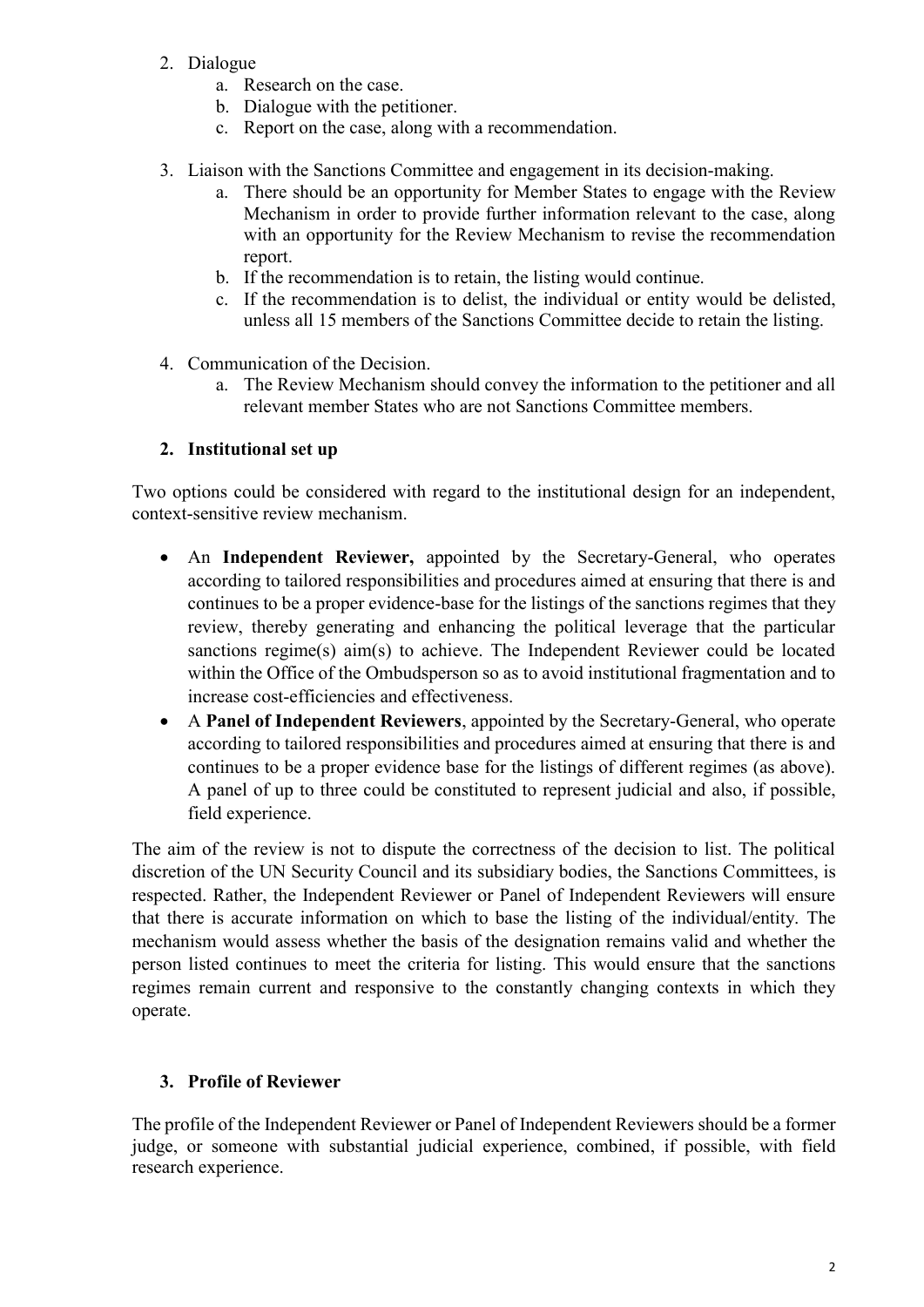2. Dialogue
    a. Research on the case.
    b. Dialogue with the petitioner.
    c. Report on the case, along with a recommendation.

3. Liaison with the Sanctions Committee and engagement in its decision-making.
    a. There should be an opportunity for Member States to engage with the Review Mechanism in order to provide further information relevant to the case, along with an opportunity for the Review Mechanism to revise the recommendation report.
    b. If the recommendation is to retain, the listing would continue.
    c. If the recommendation is to delist, the individual or entity would be delisted, unless all 15 members of the Sanctions Committee decide to retain the listing.

4. Communication of the Decision.
    a. The Review Mechanism should convey the information to the petitioner and all relevant member States who are not Sanctions Committee members.

## 2. Institutional set up

Two options could be considered with regard to the institutional design for an independent, context-sensitive review mechanism.

- An **Independent Reviewer,** appointed by the Secretary-General, who operates according to tailored responsibilities and procedures aimed at ensuring that there is and continues to be a proper evidence-base for the listings of the sanctions regimes that they review, thereby generating and enhancing the political leverage that the particular sanctions regime(s) aim(s) to achieve. The Independent Reviewer could be located within the Office of the Ombudsperson so as to avoid institutional fragmentation and to increase cost-efficiencies and effectiveness.
- A **Panel of Independent Reviewers**, appointed by the Secretary-General, who operate according to tailored responsibilities and procedures aimed at ensuring that there is and continues to be a proper evidence base for the listings of different regimes (as above). A panel of up to three could be constituted to represent judicial and also, if possible, field experience.

The aim of the review is not to dispute the correctness of the decision to list. The political discretion of the UN Security Council and its subsidiary bodies, the Sanctions Committees, is respected. Rather, the Independent Reviewer or Panel of Independent Reviewers will ensure that there is accurate information on which to base the listing of the individual/entity. The mechanism would assess whether the basis of the designation remains valid and whether the person listed continues to meet the criteria for listing. This would ensure that the sanctions regimes remain current and responsive to the constantly changing contexts in which they operate.

## 3. Profile of Reviewer

The profile of the Independent Reviewer or Panel of Independent Reviewers should be a former judge, or someone with substantial judicial experience, combined, if possible, with field research experience.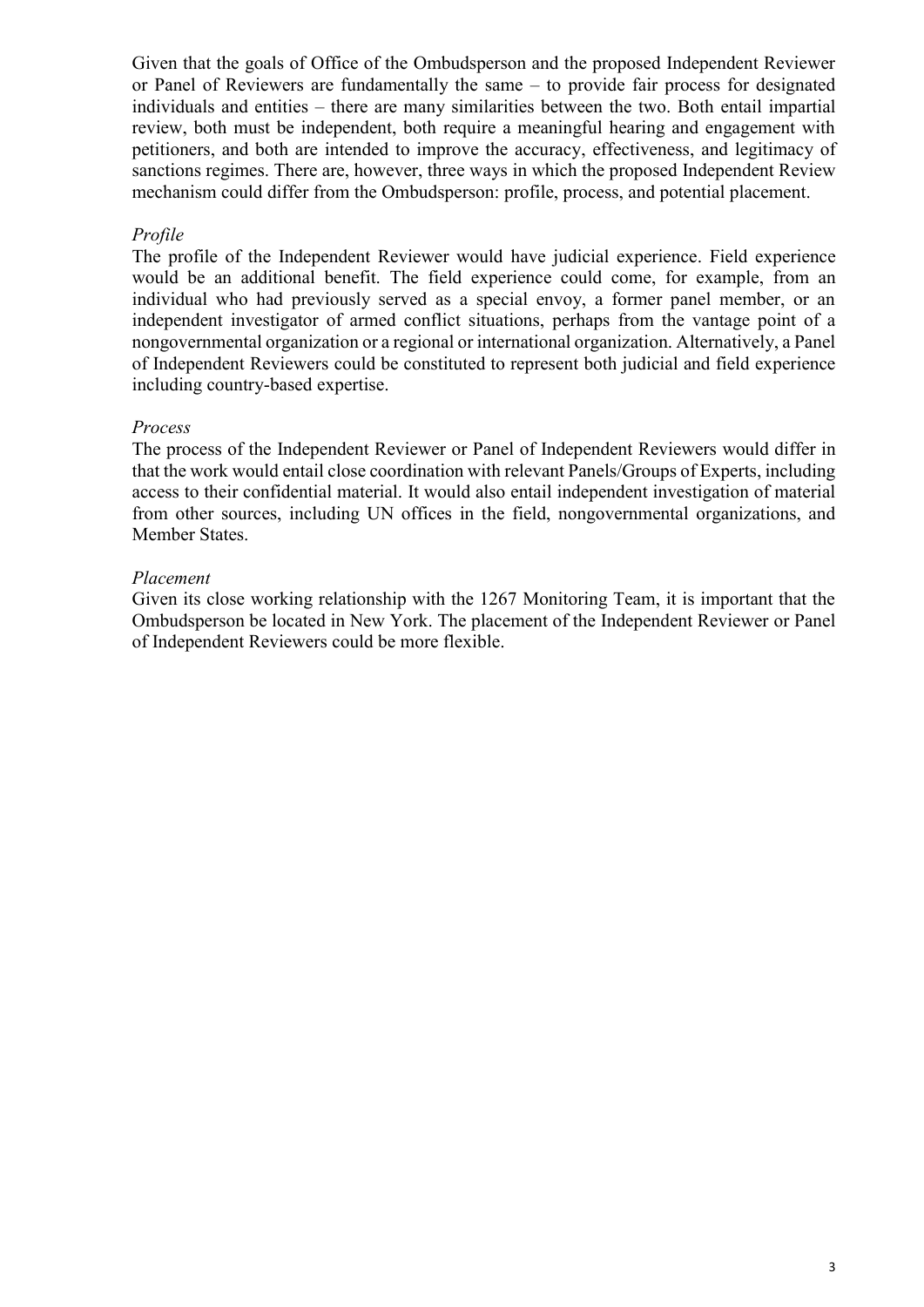Given that the goals of Office of the Ombudsperson and the proposed Independent Reviewer or Panel of Reviewers are fundamentally the same – to provide fair process for designated individuals and entities – there are many similarities between the two. Both entail impartial review, both must be independent, both require a meaningful hearing and engagement with petitioners, and both are intended to improve the accuracy, effectiveness, and legitimacy of sanctions regimes. There are, however, three ways in which the proposed Independent Review mechanism could differ from the Ombudsperson: profile, process, and potential placement.

*Profile*

The profile of the Independent Reviewer would have judicial experience. Field experience would be an additional benefit. The field experience could come, for example, from an individual who had previously served as a special envoy, a former panel member, or an independent investigator of armed conflict situations, perhaps from the vantage point of a nongovernmental organization or a regional or international organization. Alternatively, a Panel of Independent Reviewers could be constituted to represent both judicial and field experience including country-based expertise.

*Process*

The process of the Independent Reviewer or Panel of Independent Reviewers would differ in that the work would entail close coordination with relevant Panels/Groups of Experts, including access to their confidential material. It would also entail independent investigation of material from other sources, including UN offices in the field, nongovernmental organizations, and Member States.

*Placement*

Given its close working relationship with the 1267 Monitoring Team, it is important that the Ombudsperson be located in New York. The placement of the Independent Reviewer or Panel of Independent Reviewers could be more flexible.